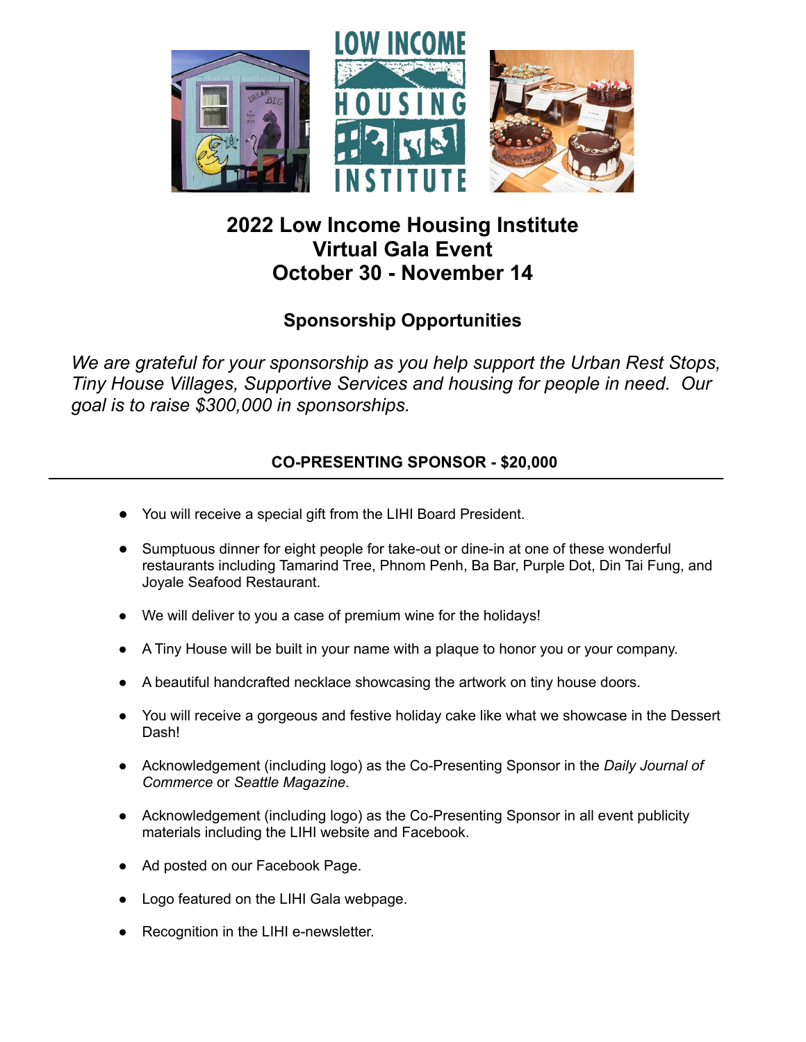# 2022 Low Income Housing Institute Virtual Gala Event October 30 - November 14

## Sponsorship Opportunities

*We are grateful for your sponsorship as you help support the Urban Rest Stops, Tiny House Villages, Supportive Services and housing for people in need. Our goal is to raise $300,000 in sponsorships.*

### CO-PRESENTING SPONSOR - $20,000

- You will receive a special gift from the LIHI Board President.
- Sumptuous dinner for eight people for take-out or dine-in at one of these wonderful restaurants including Tamarind Tree, Phnom Penh, Ba Bar, Purple Dot, Din Tai Fung, and Joyale Seafood Restaurant.
- We will deliver to you a case of premium wine for the holidays!
- A Tiny House will be built in your name with a plaque to honor you or your company.
- A beautiful handcrafted necklace showcasing the artwork on tiny house doors.
- You will receive a gorgeous and festive holiday cake like what we showcase in the Dessert Dash!
- Acknowledgement (including logo) as the Co-Presenting Sponsor in the *Daily Journal of Commerce* or *Seattle Magazine.*
- Acknowledgement (including logo) as the Co-Presenting Sponsor in all event publicity materials including the LIHI website and Facebook.
- Ad posted on our Facebook Page.
- Logo featured on the LIHI Gala webpage.
- Recognition in the LIHI e-newsletter.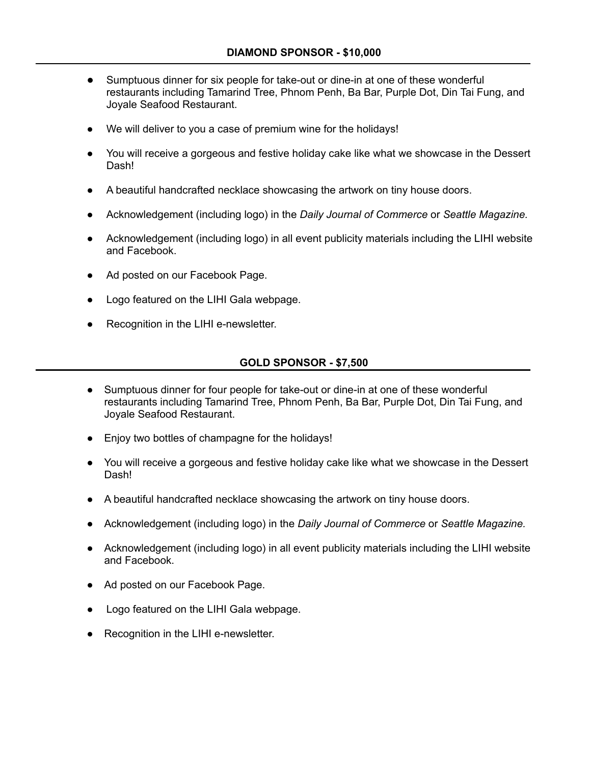## DIAMOND SPONSOR - $10,000

- Sumptuous dinner for six people for take-out or dine-in at one of these wonderful restaurants including Tamarind Tree, Phnom Penh, Ba Bar, Purple Dot, Din Tai Fung, and Joyale Seafood Restaurant.
- We will deliver to you a case of premium wine for the holidays!
- You will receive a gorgeous and festive holiday cake like what we showcase in the Dessert Dash!
- A beautiful handcrafted necklace showcasing the artwork on tiny house doors.
- Acknowledgement (including logo) in the *Daily Journal of Commerce* or *Seattle Magazine.*
- Acknowledgement (including logo) in all event publicity materials including the LIHI website and Facebook.
- Ad posted on our Facebook Page.
- Logo featured on the LIHI Gala webpage.
- Recognition in the LIHI e-newsletter.

## GOLD SPONSOR - $7,500

- Sumptuous dinner for four people for take-out or dine-in at one of these wonderful restaurants including Tamarind Tree, Phnom Penh, Ba Bar, Purple Dot, Din Tai Fung, and Joyale Seafood Restaurant.
- Enjoy two bottles of champagne for the holidays!
- You will receive a gorgeous and festive holiday cake like what we showcase in the Dessert Dash!
- A beautiful handcrafted necklace showcasing the artwork on tiny house doors.
- Acknowledgement (including logo) in the *Daily Journal of Commerce* or *Seattle Magazine.*
- Acknowledgement (including logo) in all event publicity materials including the LIHI website and Facebook.
- Ad posted on our Facebook Page.
- Logo featured on the LIHI Gala webpage.
- Recognition in the LIHI e-newsletter.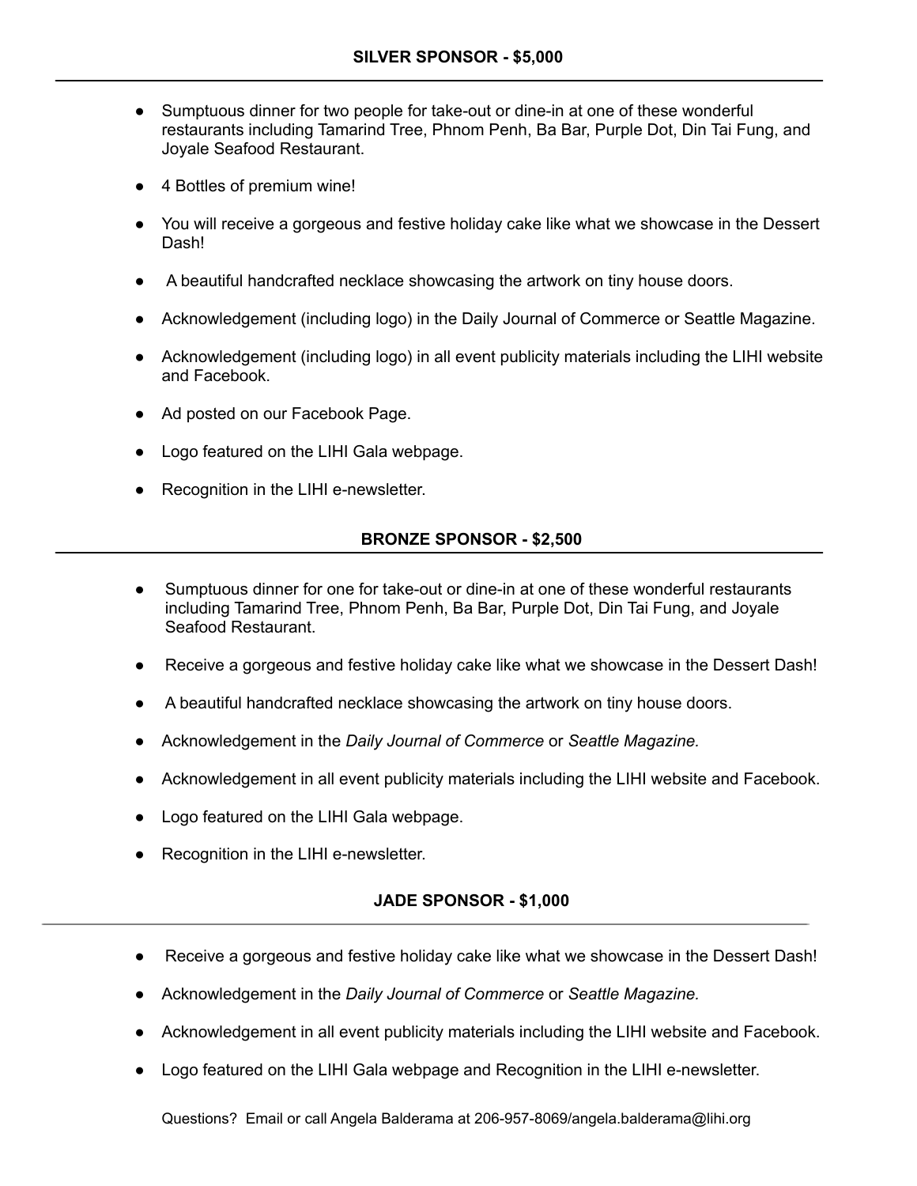## SILVER SPONSOR - $5,000

- Sumptuous dinner for two people for take-out or dine-in at one of these wonderful restaurants including Tamarind Tree, Phnom Penh, Ba Bar, Purple Dot, Din Tai Fung, and Joyale Seafood Restaurant.
- 4 Bottles of premium wine!
- You will receive a gorgeous and festive holiday cake like what we showcase in the Dessert Dash!
- A beautiful handcrafted necklace showcasing the artwork on tiny house doors.
- Acknowledgement (including logo) in the Daily Journal of Commerce or Seattle Magazine.
- Acknowledgement (including logo) in all event publicity materials including the LIHI website and Facebook.
- Ad posted on our Facebook Page.
- Logo featured on the LIHI Gala webpage.
- Recognition in the LIHI e-newsletter.

## BRONZE SPONSOR - $2,500

- Sumptuous dinner for one for take-out or dine-in at one of these wonderful restaurants including Tamarind Tree, Phnom Penh, Ba Bar, Purple Dot, Din Tai Fung, and Joyale Seafood Restaurant.
- Receive a gorgeous and festive holiday cake like what we showcase in the Dessert Dash!
- A beautiful handcrafted necklace showcasing the artwork on tiny house doors.
- Acknowledgement in the *Daily Journal of Commerce* or *Seattle Magazine.*
- Acknowledgement in all event publicity materials including the LIHI website and Facebook.
- Logo featured on the LIHI Gala webpage.
- Recognition in the LIHI e-newsletter.

## JADE SPONSOR - $1,000

- Receive a gorgeous and festive holiday cake like what we showcase in the Dessert Dash!
- Acknowledgement in the *Daily Journal of Commerce* or *Seattle Magazine.*
- Acknowledgement in all event publicity materials including the LIHI website and Facebook.
- Logo featured on the LIHI Gala webpage and Recognition in the LIHI e-newsletter.

Questions? Email or call Angela Balderama at 206-957-8069/angela.balderama@lihi.org